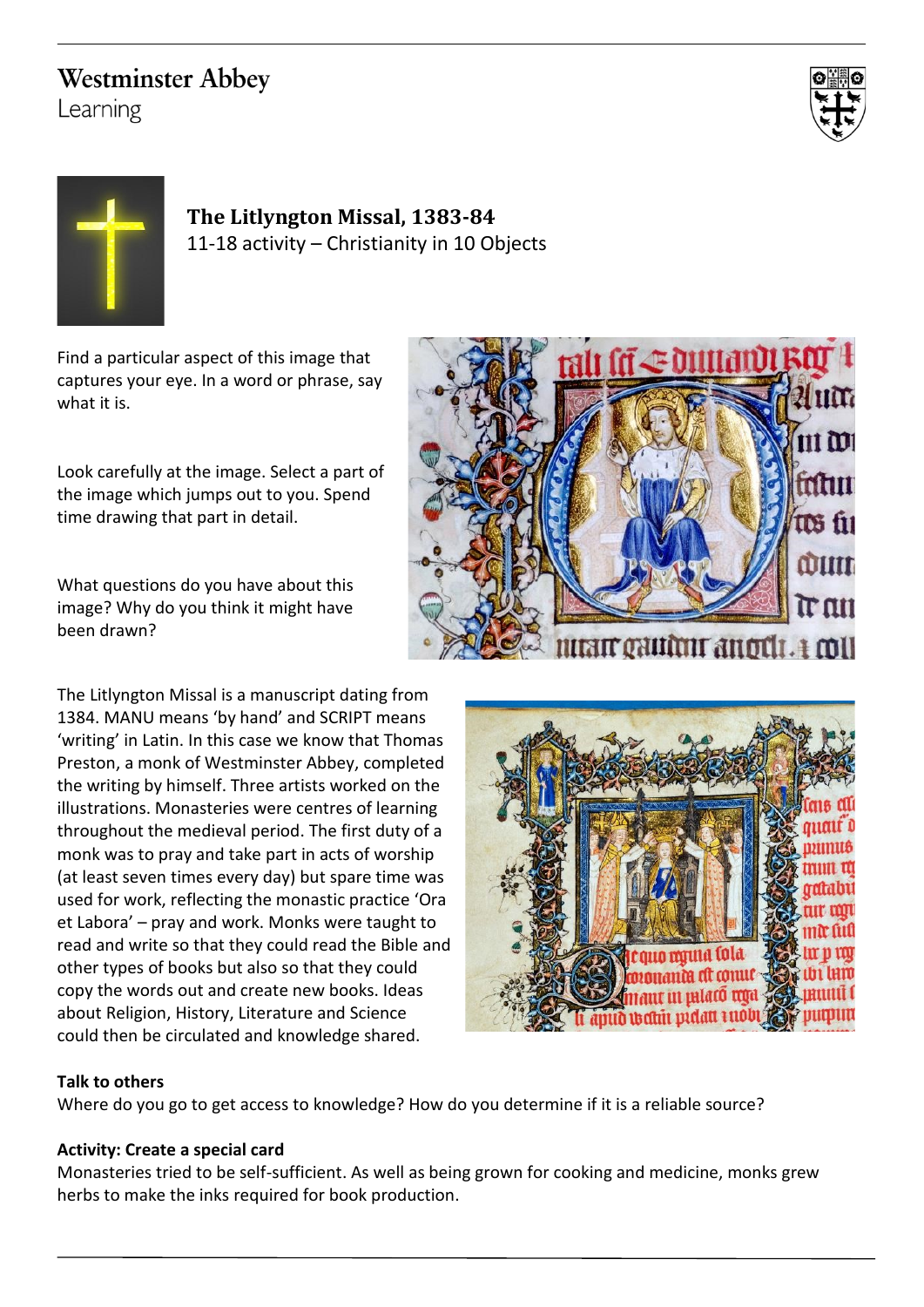Westminster Abbey
Learning

## The Litlyngton Missal, 1383-84

11-18 activity – Christianity in 10 Objects

Find a particular aspect of this image that captures your eye. In a word or phrase, say what it is.

Look carefully at the image. Select a part of the image which jumps out to you. Spend time drawing that part in detail.

What questions do you have about this image? Why do you think it might have been drawn?

The Litlyngton Missal is a manuscript dating from 1384. MANU means 'by hand' and SCRIPT means 'writing' in Latin. In this case we know that Thomas Preston, a monk of Westminster Abbey, completed the writing by himself. Three artists worked on the illustrations. Monasteries were centres of learning throughout the medieval period. The first duty of a monk was to pray and take part in acts of worship (at least seven times every day) but spare time was used for work, reflecting the monastic practice 'Ora et Labora' – pray and work. Monks were taught to read and write so that they could read the Bible and other types of books but also so that they could copy the words out and create new books. Ideas about Religion, History, Literature and Science could then be circulated and knowledge shared.

**Talk to others**

Where do you go to get access to knowledge? How do you determine if it is a reliable source?

**Activity: Create a special card**

Monasteries tried to be self-sufficient. As well as being grown for cooking and medicine, monks grew herbs to make the inks required for book production.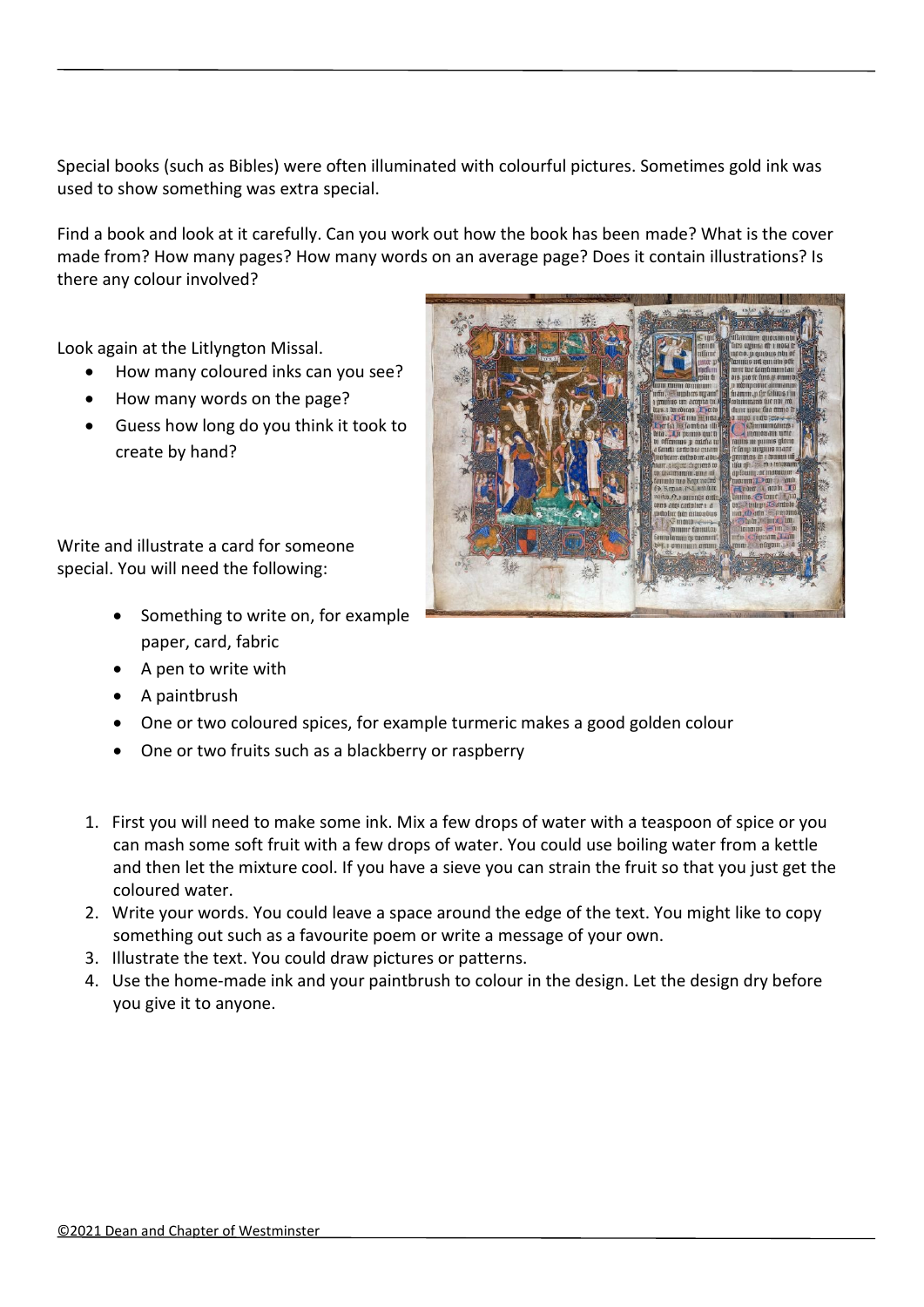Special books (such as Bibles) were often illuminated with colourful pictures. Sometimes gold ink was used to show something was extra special.

Find a book and look at it carefully. Can you work out how the book has been made? What is the cover made from? How many pages? How many words on an average page? Does it contain illustrations? Is there any colour involved?

Look again at the Litlyngton Missal.

- How many coloured inks can you see?
- How many words on the page?
- Guess how long do you think it took to create by hand?

Write and illustrate a card for someone special. You will need the following:

- Something to write on, for example paper, card, fabric
- A pen to write with
- A paintbrush
- One or two coloured spices, for example turmeric makes a good golden colour
- One or two fruits such as a blackberry or raspberry

1. First you will need to make some ink. Mix a few drops of water with a teaspoon of spice or you can mash some soft fruit with a few drops of water. You could use boiling water from a kettle and then let the mixture cool. If you have a sieve you can strain the fruit so that you just get the coloured water.
2. Write your words. You could leave a space around the edge of the text. You might like to copy something out such as a favourite poem or write a message of your own.
3. Illustrate the text. You could draw pictures or patterns.
4. Use the home-made ink and your paintbrush to colour in the design. Let the design dry before you give it to anyone.

©2021 Dean and Chapter of Westminster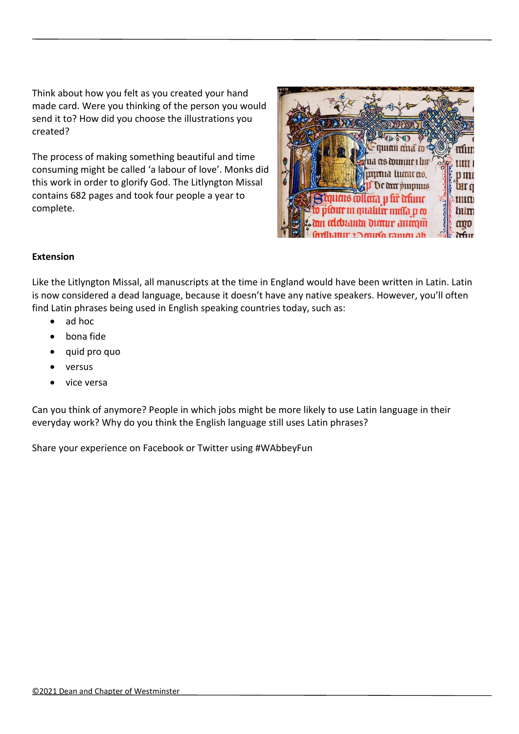Think about how you felt as you created your hand made card. Were you thinking of the person you would send it to? How did you choose the illustrations you created?

The process of making something beautiful and time consuming might be called 'a labour of love'. Monks did this work in order to glorify God. The Litlyngton Missal contains 682 pages and took four people a year to complete.

**Extension**

Like the Litlyngton Missal, all manuscripts at the time in England would have been written in Latin. Latin is now considered a dead language, because it doesn't have any native speakers. However, you'll often find Latin phrases being used in English speaking countries today, such as:

- ad hoc
- bona fide
- quid pro quo
- versus
- vice versa

Can you think of anymore? People in which jobs might be more likely to use Latin language in their everyday work? Why do you think the English language still uses Latin phrases?

Share your experience on Facebook or Twitter using #WAbbeyFun

©2021 Dean and Chapter of Westminster